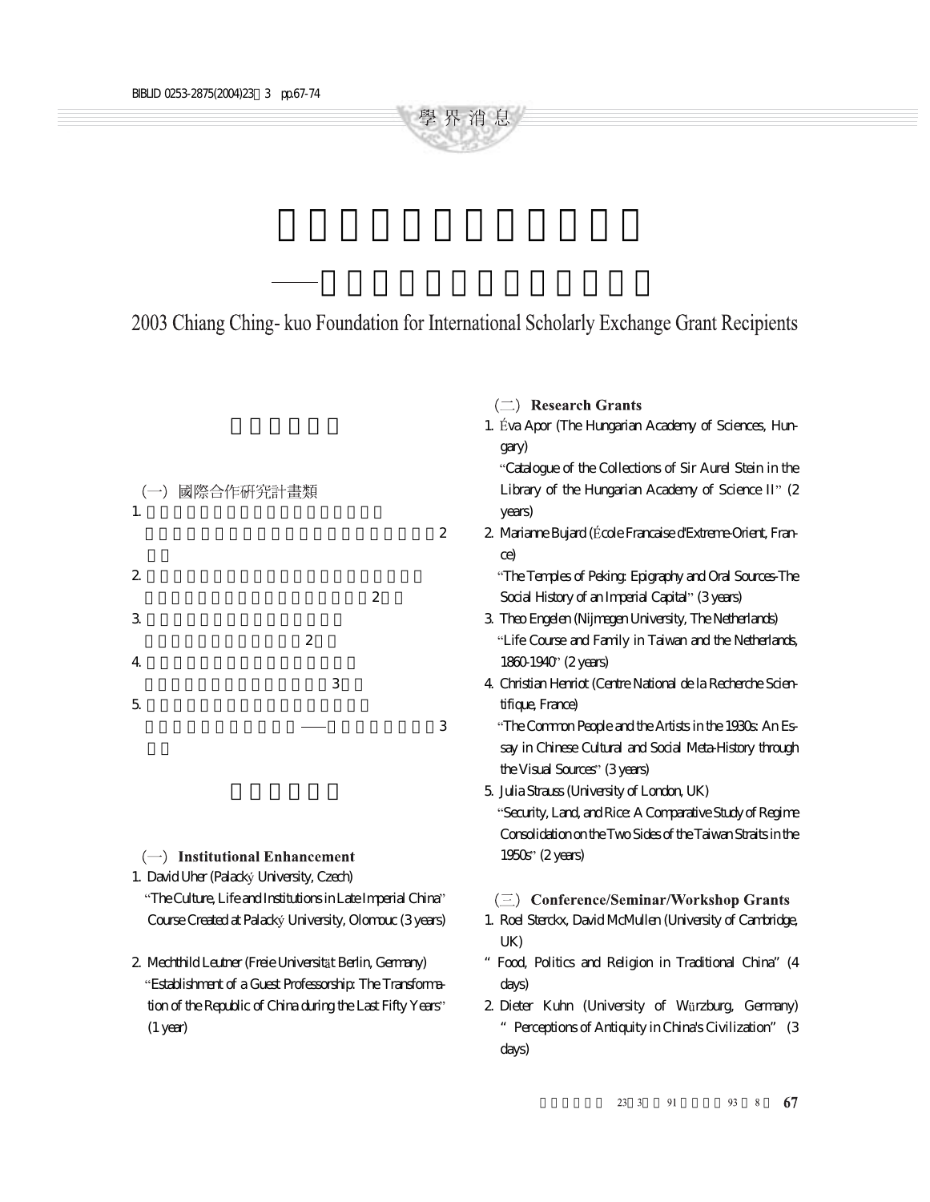# 2003 Chiang Ching- kuo Foundation for International Scholarly Exchange Grant Recipients

（一）國際合作研究計畫類

1. 2

2. 2

3. 2

4. 3

5. —— 3

（一）**Institutional Enhancement**

1. David Uher (Palacký University, Czech)
   "The Culture, Life and Institutions in Late Imperial China" Course Created at Palacký University, Olomouc (3 years)

2. Mechthild Leutner (Freie Universität Berlin, Germany)
   "Establishment of a Guest Professorship: The Transformation of the Republic of China during the Last Fifty Years" (1 year)

（二）**Research Grants**

1. Éva Apor (The Hungarian Academy of Sciences, Hungary)
   "Catalogue of the Collections of Sir Aurel Stein in the Library of the Hungarian Academy of Science II" (2 years)
2. Marianne Bujard (École Francaise d'Extreme-Orient, France)
   "The Temples of Peking: Epigraphy and Oral Sources-The Social History of an Imperial Capital" (3 years)
3. Theo Engelen (Nijmegen University, The Netherlands)
   "Life Course and Family in Taiwan and the Netherlands, 1860-1940" (2 years)
4. Christian Henriot (Centre National de la Recherche Scientifique, France)
   "The Common People and the Artists in the 1930s: An Essay in Chinese Cultural and Social Meta-History through the Visual Sources" (3 years)
5. Julia Strauss (University of London, UK)
   "Security, Land, and Rice: A Comparative Study of Regime Consolidation on the Two Sides of the Taiwan Straits in the 1950s" (2 years)

（三）**Conference/Seminar/Workshop Grants**

1. Roel Sterckx, David McMullen (University of Cambridge, UK)
   " Food, Politics and Religion in Traditional China" (4 days)
2. Dieter Kuhn (University of Würzburg, Germany)
   " Perceptions of Antiquity in China's Civilization" (3 days)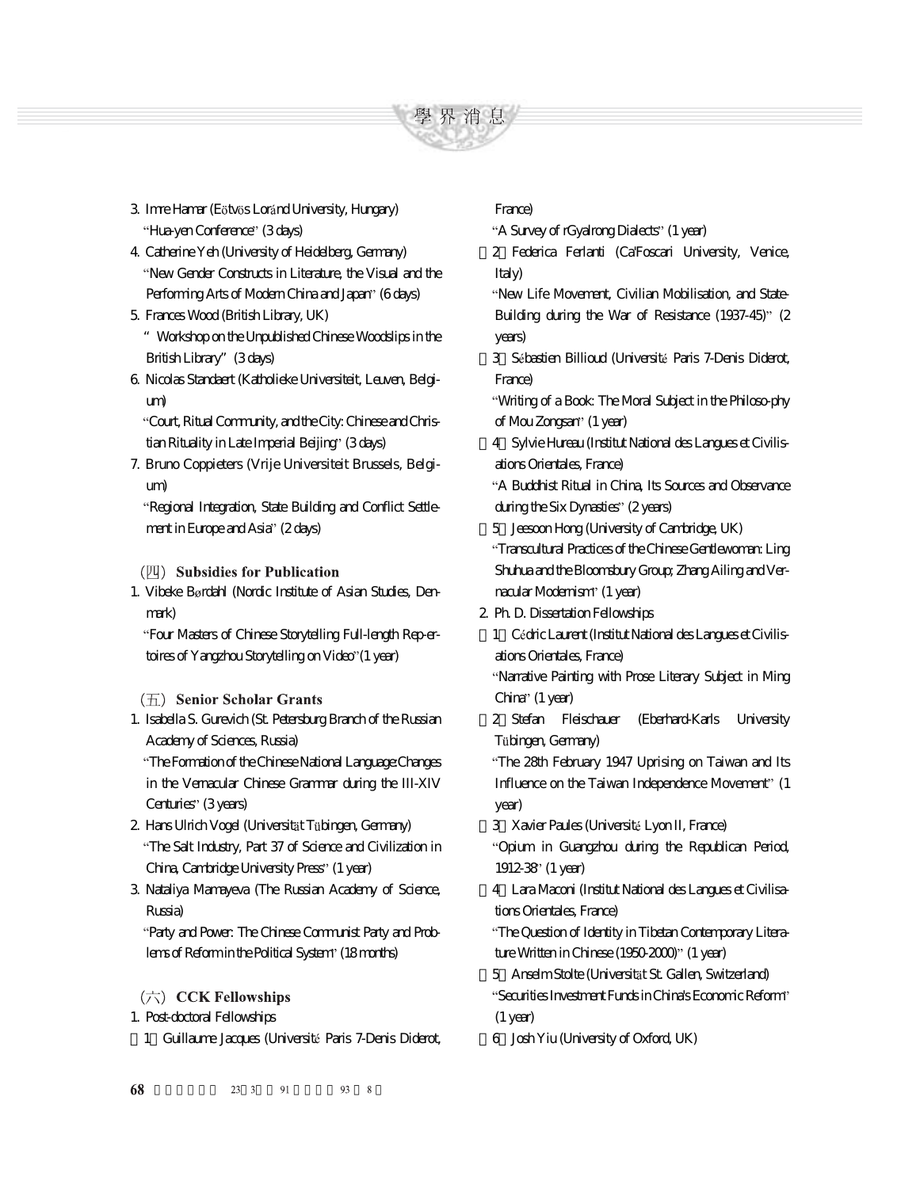3. Imre Hamar (Eötvös Loránd University, Hungary)
   "Hua-yen Conference" (3 days)
4. Catherine Yeh (University of Heidelberg, Germany)
   "New Gender Constructs in Literature, the Visual and the Performing Arts of Modern China and Japan" (6 days)
5. Frances Wood (British Library, UK)
   " Workshop on the Unpublished Chinese Woodslips in the British Library" (3 days)
6. Nicolas Standaert (Katholieke Universiteit, Leuven, Belgium)
   "Court, Ritual Community, and the City: Chinese and Christian Rituality in Late Imperial Beijing" (3 days)
7. Bruno Coppieters (Vrije Universiteit Brussels, Belgium)
   "Regional Integration, State Building and Conflict Settlement in Europe and Asia" (2 days)

### (四) Subsidies for Publication

1. Vibeke Børdahl (Nordic Institute of Asian Studies, Denmark)
   "Four Masters of Chinese Storytelling: Full-length Rep-ertoires of Yangzhou Storytelling on Video"(1 year)

### (五) Senior Scholar Grants

1. Isabella S. Gurevich (St. Petersburg Branch of the Russian Academy of Sciences, Russia)
   "The Formation of the Chinese National Language: Changes in the Vernacular Chinese Grammar during the III-XIV Centuries" (3 years)
2. Hans Ulrich Vogel (Universität Tübingen, Germany)
   "The Salt Industry, Part 37 of Science and Civilization in China, Cambridge University Press" (1 year)
3. Nataliya Mamayeva (The Russian Academy of Science, Russia)
   "Party and Power: The Chinese Communist Party and Problems of Reform in the Political System" (18 months)

### (六) CCK Fellowships

1. Post-doctoral Fellowships
   (1) Guillaume Jacques (Université Paris 7-Denis Diderot, France)
   "A Survey of rGyalrong Dialects" (1 year)
   (2) Federica Ferlanti (Ca'Foscari University, Venice, Italy)
   "New Life Movement, Civilian Mobilisation, and State-Building during the War of Resistance (1937-45)" (2 years)
   (3) Sébastien Billioud (Université Paris 7-Denis Diderot, France)
   "Writing of a Book: The Moral Subject in the Philoso-phy of Mou Zongsan" (1 year)
   (4) Sylvie Hureau (Institut National des Langues et Civilisations Orientales, France)
   "A Buddhist Ritual in China, Its Sources and Observance during the Six Dynasties" (2 years)
   (5) Jeesoon Hong (University of Cambridge, UK)
   "Transcultural Practices of the Chinese Gentlewoman: Ling Shuhua and the Bloomsbury Group; Zhang Ailing and Vernacular Modernism" (1 year)
2. Ph. D. Dissertation Fellowships
   (1) Cédric Laurent (Institut National des Langues et Civilisations Orientales, France)
   "Narrative Painting with Prose Literary Subject in Ming China" (1 year)
   (2) Stefan Fleischauer (Eberhard-Karls University Tübingen, Germany)
   "The 28th February 1947 Uprising on Taiwan and Its Influence on the Taiwan Independence Movement" (1 year)
   (3) Xavier Paules (Université Lyon II, France)
   "Opium in Guangzhou during the Republican Period, 1912-38" (1 year)
   (4) Lara Maconi (Institut National des Langues et Civilisations Orientales, France)
   "The Question of Identity in Tibetan Contemporary Literature Written in Chinese (1950-2000)" (1 year)
   (5) Anselm Stolte (Universität St. Gallen, Switzerland)
   "Securities Investment Funds in China's Economic Reform" (1 year)
   (6) Josh Yiu (University of Oxford, UK)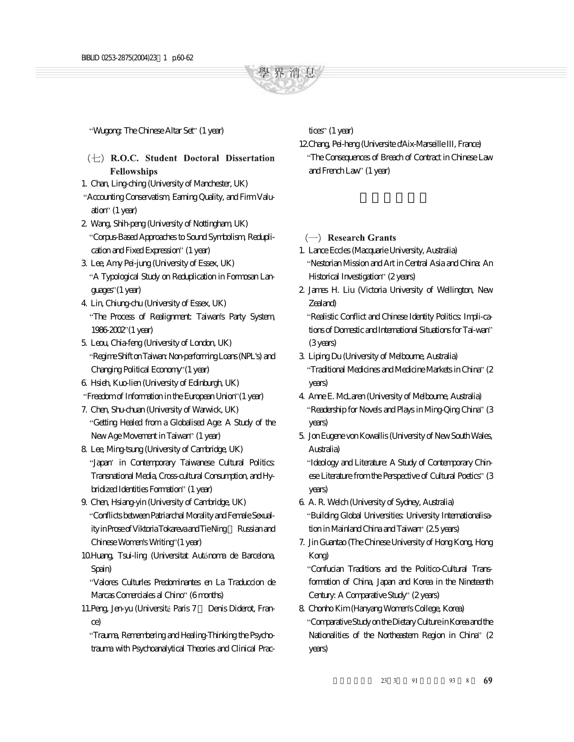"Wugong: The Chinese Altar Set" (1 year)

## （七）R.O.C. Student Doctoral Dissertation Fellowships

1. Chan, Ling-ching (University of Manchester, UK)
"Accounting Conservatism, Earning Quality, and Firm Valuation" (1 year)
2. Wang, Shih-peng (University of Nottingham, UK)
"Corpus-Based Approaches to Sound Symbolism, Reduplication and Fixed Expression" (1 year)
3. Lee, Amy Pei-jung (University of Essex, UK)
"A Typological Study on Reduplication in Formosan Languages"(1 year)
4. Lin, Chiung-chu (University of Essex, UK)
"The Process of Realignment: Taiwan's Party System, 1986-2002"(1 year)
5. Leou, Chia-feng (University of London, UK)
"Regime Shift on Taiwan: Non-performing Loans (NPL's) and Changing Political Economy"(1 year)
6. Hsieh, Kuo-lien (University of Edinburgh, UK)
"Freedom of Information in the European Union"(1 year)
7. Chen, Shu-chuan (University of Warwick, UK)
"Getting Healed from a Globalised Age: A Study of the New Age Movement in Taiwan" (1 year)
8. Lee, Ming-tsung (University of Cambridge, UK)
"Japan' in Contemporary Taiwanese Cultural Politics: Transnational Media, Cross-cultural Consumption, and Hybridized Identities Formation" (1 year)
9. Chen, Hsiang-yin (University of Cambridge, UK)
"Conflicts between Patriarchal Morality and Female Sexuality in Prose of Viktoria Tokareva and Tie Ning　Russian and Chinese Women's Writing"(1 year)
10. Huang, Tsui-ling (Universitat Autónoma de Barcelona, Spain)
"Valores Culturles Predominantes en La Traduccion de Marcas Comerciales al Chino" (6 months)
11. Peng, Jen-yu (Université Paris 7　Denis Diderot, France)
"Trauma, Remembering and Healing-Thinking the Psychotrauma with Psychoanalytical Theories and Clinical Practices" (1 year)
12. Chang, Pei-heng (Universite d'Aix-Marseille III, France)
"The Consequences of Breach of Contract in Chinese Law and French Law" (1 year)

## （一）Research Grants

1. Lance Eccles (Macquarie University, Australia)
"Nestorian Mission and Art in Central Asia and China: An Historical Investigation" (2 years)
2. James H. Liu (Victoria University of Wellington, New Zealand)
"Realistic Conflict and Chinese Identity Politics: Impli-cations of Domestic and International Situations for Tai-wan" (3 years)
3. Liping Du (University of Melbourne, Australia)
"Traditional Medicines and Medicine Markets in China" (2 years)
4. Anne E. McLaren (University of Melbourne, Australia)
"Readership for Novels and Plays in Ming-Qing China" (3 years)
5. Jon Eugene von Kowallis (University of New South Wales, Australia)
"Ideology and Literature: A Study of Contemporary Chinese Literature from the Perspective of Cultural Poetics" (3 years)
6. A. R. Welch (University of Sydney, Australia)
"Building Global Universities: University Internationalisation in Mainland China and Taiwan" (2.5 years)
7. Jin Guantao (The Chinese University of Hong Kong, Hong Kong)
"Confucian Traditions and the Politico-Cultural Transformation of China, Japan and Korea in the Nineteenth Century: A Comparative Study" (2 years)
8. Chonho Kim (Hanyang Women's College, Korea)
"Comparative Study on the Dietary Culture in Korea and the Nationalities of the Northeastern Region in China" (2 years)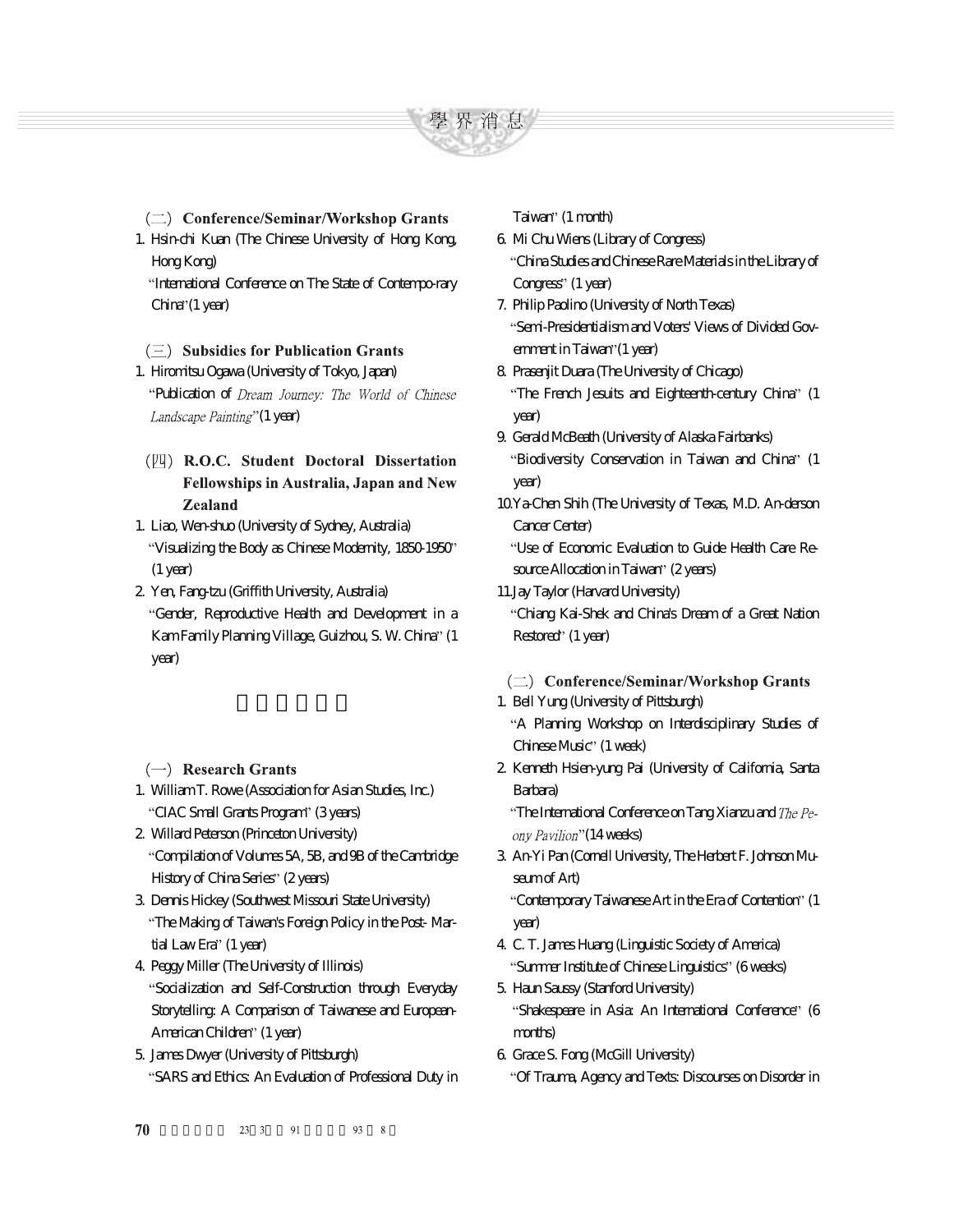## （二）Conference/Seminar/Workshop Grants

1. Hsin-chi Kuan (The Chinese University of Hong Kong, Hong Kong)
   "International Conference on The State of Contempo-rary China"(1 year)

## （三）Subsidies for Publication Grants

1. Hiromitsu Ogawa (University of Tokyo, Japan)
   "Publication of *Dream Journey: The World of Chinese Landscape Painting*"(1 year)

## （四）R.O.C. Student Doctoral Dissertation Fellowships in Australia, Japan and New Zealand

1. Liao, Wen-shuo (University of Sydney, Australia)
   "Visualizing the Body as Chinese Modernity, 1850-1950" (1 year)
2. Yen, Fang-tzu (Griffith University, Australia)
   "Gender, Reproductive Health and Development in a Kam Family Planning Village, Guizhou, S. W. China" (1 year)

## （一）Research Grants

1. William T. Rowe (Association for Asian Studies, Inc.)
   "CIAC Small Grants Program" (3 years)
2. Willard Peterson (Princeton University)
   "Compilation of Volumes 5A, 5B, and 9B of the Cambridge History of China Series" (2 years)
3. Dennis Hickey (Southwest Missouri State University)
   "The Making of Taiwan's Foreign Policy in the Post- Martial Law Era" (1 year)
4. Peggy Miller (The University of Illinois)
   "Socialization and Self-Construction through Everyday Storytelling: A Comparison of Taiwanese and European-American Children" (1 year)
5. James Dwyer (University of Pittsburgh)
   "SARS and Ethics: An Evaluation of Professional Duty in Taiwan" (1 month)
6. Mi Chu Wiens (Library of Congress)
   "China Studies and Chinese Rare Materials in the Library of Congress" (1 year)
7. Philip Paolino (University of North Texas)
   "Semi-Presidentialism and Voters' Views of Divided Government in Taiwan"(1 year)
8. Prasenjit Duara (The University of Chicago)
   "The French Jesuits and Eighteenth-century China" (1 year)
9. Gerald McBeath (University of Alaska Fairbanks)
   "Biodiversity Conservation in Taiwan and China" (1 year)
10. Ya-Chen Shih (The University of Texas, M.D. An-derson Cancer Center)
    "Use of Economic Evaluation to Guide Health Care Resource Allocation in Taiwan" (2 years)
11. Jay Taylor (Harvard University)
    "Chiang Kai-Shek and China's Dream of a Great Nation Restored" (1 year)

## （二）Conference/Seminar/Workshop Grants

1. Bell Yung (University of Pittsburgh)
   "A Planning Workshop on Interdisciplinary Studies of Chinese Music" (1 week)
2. Kenneth Hsien-yung Pai (University of California, Santa Barbara)
   "The International Conference on Tang Xianzu and *The Peony Pavilion*"(14 weeks)
3. An-Yi Pan (Cornell University, The Herbert F. Johnson Museum of Art)
   "Contemporary Taiwanese Art in the Era of Contention" (1 year)
4. C. T. James Huang (Linguistic Society of America)
   "Summer Institute of Chinese Linguistics" (6 weeks)
5. Haun Saussy (Stanford University)
   "Shakespeare in Asia: An International Conference" (6 months)
6. Grace S. Fong (McGill University)
   "Of Trauma, Agency and Texts: Discourses on Disorder in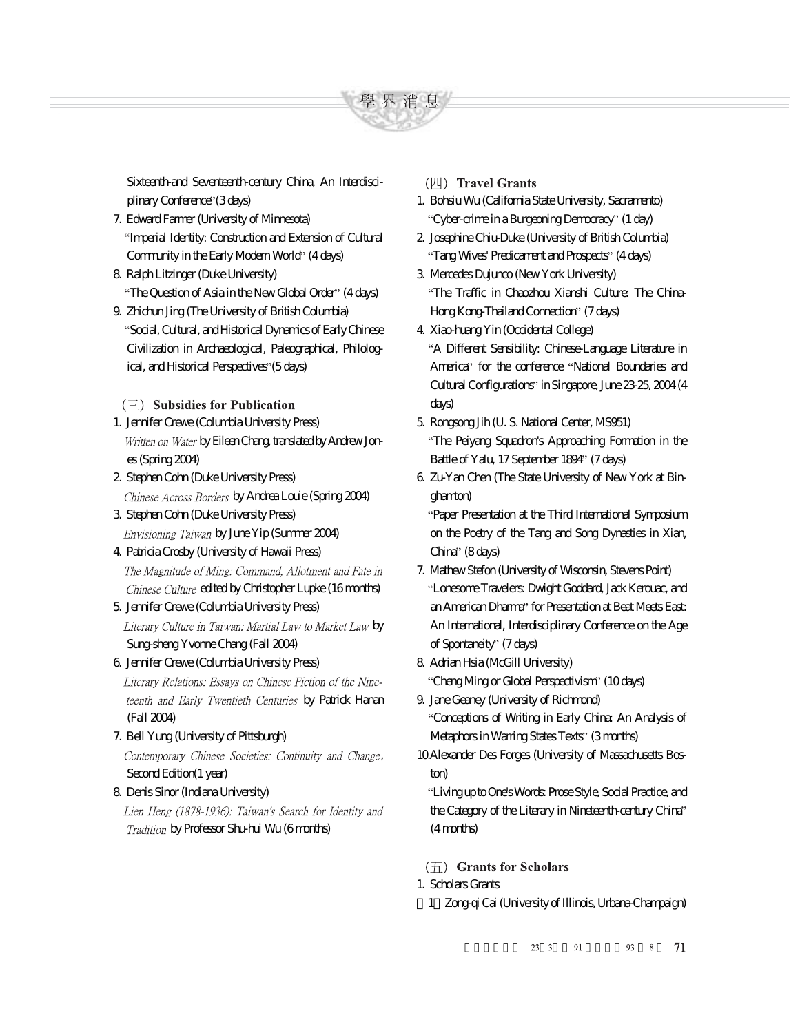Sixteenth-and Seventeenth-century China, An Interdisciplinary Conference"(3 days)

7. Edward Farmer (University of Minnesota)
   "Imperial Identity: Construction and Extension of Cultural Community in the Early Modern World" (4 days)
8. Ralph Litzinger (Duke University)
   "The Question of Asia in the New Global Order" (4 days)
9. Zhichun Jing (The University of British Columbia)
   "Social, Cultural, and Historical Dynamics of Early Chinese Civilization in Archaeological, Paleographical, Philological, and Historical Perspectives"(5 days)

### （三）Subsidies for Publication

1. Jennifer Crewe (Columbia University Press)
   *Written on Water* by Eileen Chang, translated by Andrew Jones (Spring 2004)
2. Stephen Cohn (Duke University Press)
   *Chinese Across Borders* by Andrea Louie (Spring 2004)
3. Stephen Cohn (Duke University Press)
   *Envisioning Taiwan* by June Yip (Summer 2004)
4. Patricia Crosby (University of Hawaii Press)
   *The Magnitude of Ming: Command, Allotment and Fate in Chinese Culture* edited by Christopher Lupke (16 months)
5. Jennifer Crewe (Columbia University Press)
   *Literary Culture in Taiwan: Martial Law to Market Law* by Sung-sheng Yvonne Chang (Fall 2004)
6. Jennifer Crewe (Columbia University Press)
   *Literary Relations: Essays on Chinese Fiction of the Nineteenth and Early Twentieth Centuries* by Patrick Hanan (Fall 2004)
7. Bell Yung (University of Pittsburgh)
   *Contemporary Chinese Societies: Continuity and Change*, Second Edition(1 year)
8. Denis Sinor (Indiana University)
   *Lien Heng (1878-1936): Taiwan's Search for Identity and Tradition* by Professor Shu-hui Wu (6 months)

### （四）Travel Grants

1. Bohsiu Wu (California State University, Sacramento)
   "Cyber-crime in a Burgeoning Democracy" (1 day)
2. Josephine Chiu-Duke (University of British Columbia)
   "Tang Wives' Predicament and Prospects" (4 days)
3. Mercedes Dujunco (New York University)
   "The Traffic in Chaozhou Xianshi Culture: The China-Hong Kong-Thailand Connection" (7 days)
4. Xiao-huang Yin (Occidental College)
   "A Different Sensibility: Chinese-Language Literature in America" for the conference "National Boundaries and Cultural Configurations" in Singapore, June 23-25, 2004 (4 days)
5. Rongsong Jih (U. S. National Center, MS951)
   "The Peiyang Squadron's Approaching Formation in the Battle of Yalu, 17 September 1894" (7 days)
6. Zu-Yan Chen (The State University of New York at Binghamton)
   "Paper Presentation at the Third International Symposium on the Poetry of the Tang and Song Dynasties in Xian, China" (8 days)
7. Mathew Stefon (University of Wisconsin, Stevens Point)
   "Lonesome Travelers: Dwight Goddard, Jack Kerouac, and an American Dharma" for Presentation at Beat Meets East: An International, Interdisciplinary Conference on the Age of Spontaneity" (7 days)
8. Adrian Hsia (McGill University)
   "Cheng Ming or Global Perspectivism" (10 days)
9. Jane Geaney (University of Richmond)
   "Conceptions of Writing in Early China: An Analysis of Metaphors in Warring States Texts" (3 months)
10. Alexander Des Forges (University of Massachusetts Boston)
   "Living up to One's Words: Prose Style, Social Practice, and the Category of the Literary in Nineteenth-century China" (4 months)

### （五）Grants for Scholars

1. Scholars Grants
   （1）Zong-qi Cai (University of Illinois, Urbana-Champaign)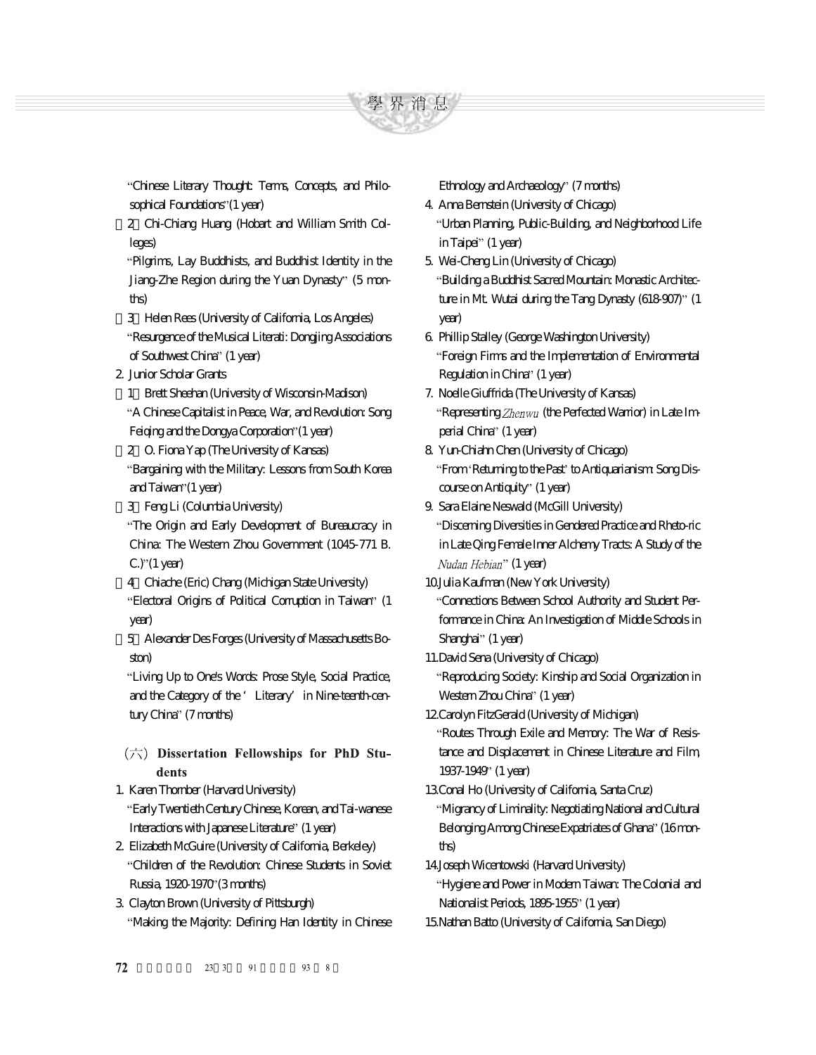"Chinese Literary Thought: Terms, Concepts, and Philosophical Foundations"(1 year)

（2）Chi-Chiang Huang (Hobart and William Smith Colleges)
"Pilgrims, Lay Buddhists, and Buddhist Identity in the Jiang-Zhe Region during the Yuan Dynasty" (5 months)

（3）Helen Rees (University of California, Los Angeles)
"Resurgence of the Musical Literati: Dongjing Associations of Southwest China" (1 year)

2. Junior Scholar Grants

（1）Brett Sheehan (University of Wisconsin-Madison)
"A Chinese Capitalist in Peace, War, and Revolution: Song Feiqing and the Dongya Corporation"(1 year)

（2）O. Fiona Yap (The University of Kansas)
"Bargaining with the Military: Lessons from South Korea and Taiwan"(1 year)

（3）Feng Li (Columbia University)
"The Origin and Early Development of Bureaucracy in China: The Western Zhou Government (1045-771 B. C.)"(1 year)

（4）Chiache (Eric) Chang (Michigan State University)
"Electoral Origins of Political Corruption in Taiwan" (1 year)

（5）Alexander Des Forges (University of Massachusetts Boston)
"Living Up to One's Words: Prose Style, Social Practice, and the Category of the 'Literary' in Nine-teenth-century China" (7 months)

### （六）Dissertation Fellowships for PhD Students

1. Karen Thornber (Harvard University)
"Early Twentieth Century Chinese, Korean, and Tai-wanese Interactions with Japanese Literature" (1 year)

2. Elizabeth McGuire (University of California, Berkeley)
"Children of the Revolution: Chinese Students in Soviet Russia, 1920-1970"(3 months)

3. Clayton Brown (University of Pittsburgh)
"Making the Majority: Defining Han Identity in Chinese Ethnology and Archaeology" (7 months)

4. Anna Bernstein (University of Chicago)
"Urban Planning, Public-Building, and Neighborhood Life in Taipei" (1 year)

5. Wei-Cheng Lin (University of Chicago)
"Building a Buddhist Sacred Mountain: Monastic Architecture in Mt. Wutai during the Tang Dynasty (618-907)" (1 year)

6. Phillip Stalley (George Washington University)
"Foreign Firms and the Implementation of Environmental Regulation in China" (1 year)

7. Noelle Giuffrida (The University of Kansas)
"Representing *Zhenwu* (the Perfected Warrior) in Late Imperial China" (1 year)

8. Yun-Chiahn Chen (University of Chicago)
"From 'Returning to the Past' to Antiquarianism: Song Discourse on Antiquity" (1 year)

9. Sara Elaine Neswald (McGill University)
"Discerning Diversities in Gendered Practice and Rheto-ric in Late Qing Female Inner Alchemy Tracts: A Study of the *Nudan Hebian*" (1 year)

10. Julia Kaufman (New York University)
"Connections Between School Authority and Student Performance in China: An Investigation of Middle Schools in Shanghai" (1 year)

11. David Sena (University of Chicago)
"Reproducing Society: Kinship and Social Organization in Western Zhou China" (1 year)

12. Carolyn FitzGerald (University of Michigan)
"Routes Through Exile and Memory: The War of Resistance and Displacement in Chinese Literature and Film, 1937-1949" (1 year)

13. Conal Ho (University of California, Santa Cruz)
"Migrancy of Liminality: Negotiating National and Cultural Belonging Among Chinese Expatriates of Ghana" (16 months)

14. Joseph Wicentowski (Harvard University)
"Hygiene and Power in Modern Taiwan: The Colonial and Nationalist Periods, 1895-1955" (1 year)

15. Nathan Batto (University of California, San Diego)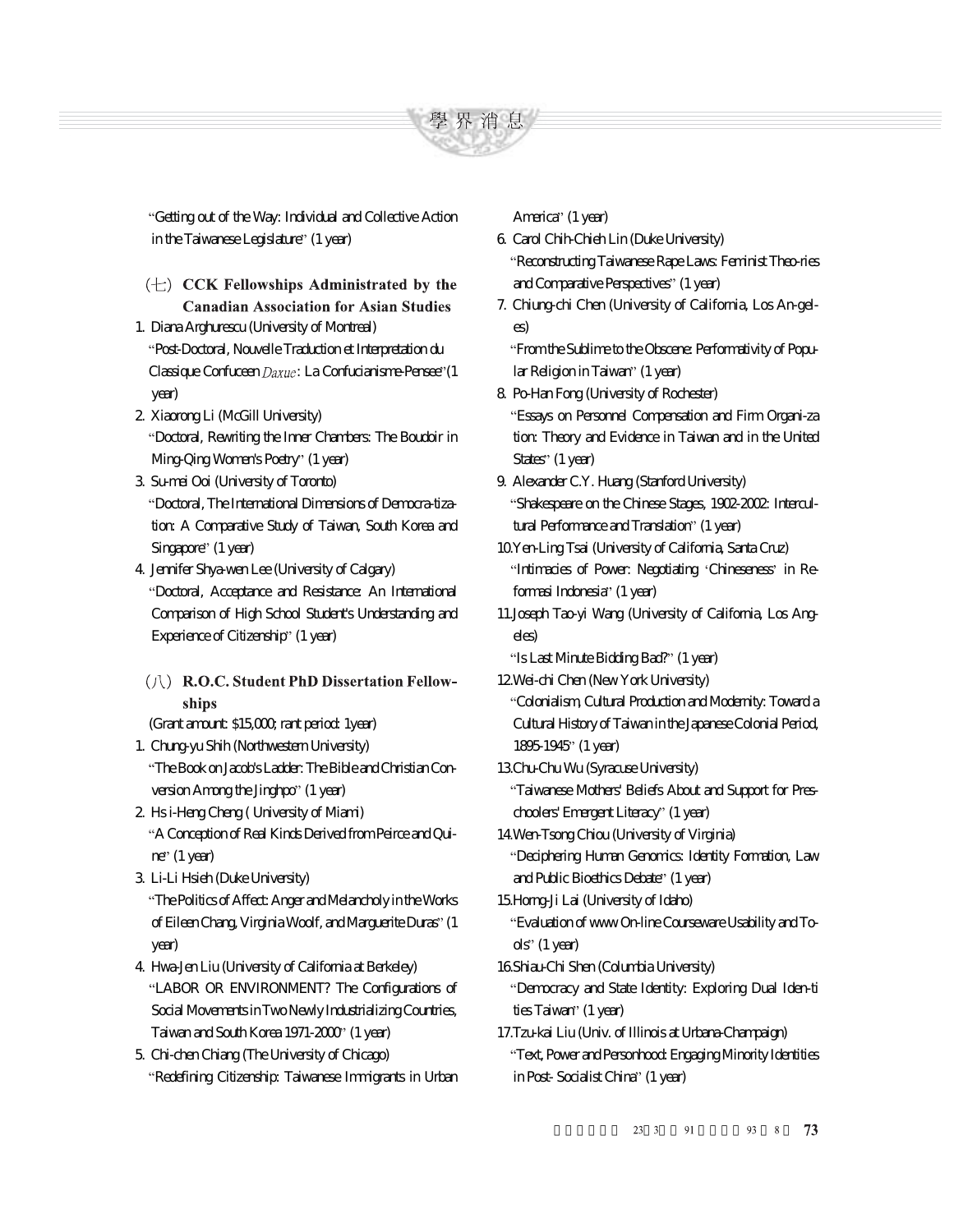"Getting out of the Way: Individual and Collective Action in the Taiwanese Legislature" (1 year)

## (七) CCK Fellowships Administrated by the Canadian Association for Asian Studies

1. Diana Arghurescu (University of Montreal)
   "Post-Doctoral, Nouvelle Traduction et Interpretation du Classique Confuceen *Daxue*: La Confucianisme-Pensee"(1 year)
2. Xiaorong Li (McGill University)
   "Doctoral, Rewriting the Inner Chambers: The Boudoir in Ming-Qing Women's Poetry" (1 year)
3. Su-mei Ooi (University of Toronto)
   "Doctoral, The International Dimensions of Democra-tization: A Comparative Study of Taiwan, South Korea and Singapore" (1 year)
4. Jennifer Shya-wen Lee (University of Calgary)
   "Doctoral, Acceptance and Resistance: An International Comparison of High School Student's Understanding and Experience of Citizenship" (1 year)

## (八) R.O.C. Student PhD Dissertation Fellowships

(Grant amount: $15,000; rant period: 1year)

1. Chung-yu Shih (Northwestern University)
   "The Book on Jacob's Ladder: The Bible and Christian Conversion Among the Jinghpo" (1 year)
2. Hs i-Heng Cheng ( University of Miami)
   "A Conception of Real Kinds Derived from Peirce and Quine" (1 year)
3. Li-Li Hsieh (Duke University)
   "The Politics of Affect: Anger and Melancholy in the Works of Eileen Chang, Virginia Woolf, and Marguerite Duras" (1 year)
4. Hwa-Jen Liu (University of California at Berkeley)
   "LABOR OR ENVIRONMENT? The Configurations of Social Movements in Two Newly Industrializing Countries, Taiwan and South Korea 1971-2000" (1 year)
5. Chi-chen Chiang (The University of Chicago)
   "Redefining Citizenship: Taiwanese Immigrants in Urban America" (1 year)
6. Carol Chih-Chieh Lin (Duke University)
   "Reconstructing Taiwanese Rape Laws: Feminist Theo-ries and Comparative Perspectives" (1 year)
7. Chiung-chi Chen (University of California, Los An-geles)
   "From the Sublime to the Obscene: Performativity of Popular Religion in Taiwan" (1 year)
8. Po-Han Fong (University of Rochester)
   "Essays on Personnel Compensation and Firm Organi-za tion: Theory and Evidence in Taiwan and in the United States" (1 year)
9. Alexander C.Y. Huang (Stanford University)
   "Shakespeare on the Chinese Stages, 1902-2002: Intercultural Performance and Translation" (1 year)
10. Yen-Ling Tsai (University of California, Santa Cruz)
    "Intimacies of Power: Negotiating 'Chineseness' in Reformasi Indonesia" (1 year)
11. Joseph Tao-yi Wang (University of California, Los Angeles)
    "Is Last Minute Bidding Bad?" (1 year)
12. Wei-chi Chen (New York University)
    "Colonialism, Cultural Production and Modernity: Toward a Cultural History of Taiwan in the Japanese Colonial Period, 1895-1945" (1 year)
13. Chu-Chu Wu (Syracuse University)
    "Taiwanese Mothers' Beliefs About and Support for Preschoolers' Emergent Literacy" (1 year)
14. Wen-Tsong Chiou (University of Virginia)
    "Deciphering Human Genomics: Identity Formation, Law and Public Bioethics Debate" (1 year)
15. Horng-Ji Lai (University of Idaho)
    "Evaluation of www On-line Courseware Usability and Tools" (1 year)
16. Shiau-Chi Shen (Columbia University)
    "Democracy and State Identity: Exploring Dual Iden-ti ties Taiwan" (1 year)
17. Tzu-kai Liu (Univ. of Illinois at Urbana-Champaign)
    "Text, Power and Personhood: Engaging Minority Identities in Post- Socialist China" (1 year)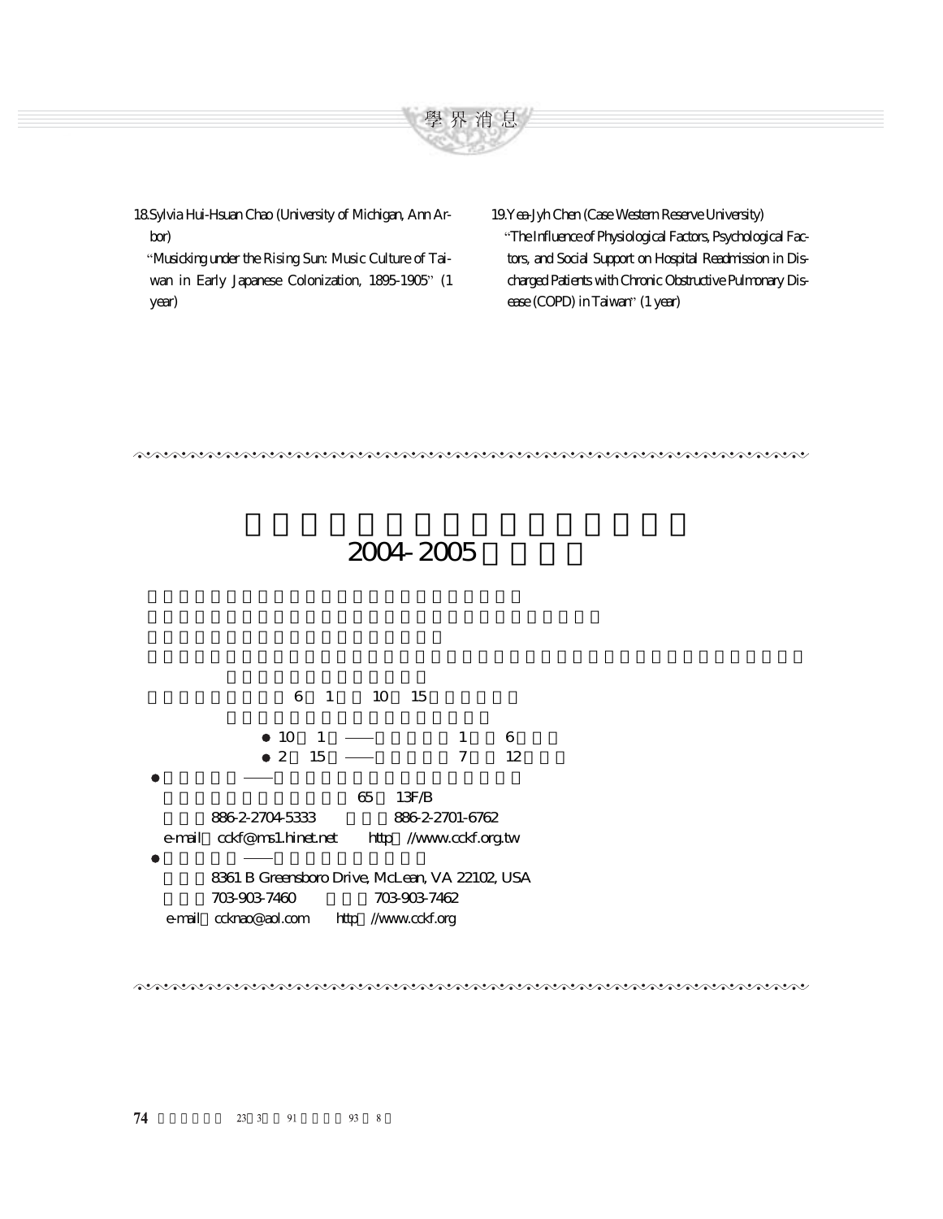18. Sylvia Hui-Hsuan Chao (University of Michigan, Ann Arbor)
"Musicking under the Rising Sun: Music Culture of Taiwan in Early Japanese Colonization, 1895-1905" (1 year)

19. Yea-Jyh Chen (Case Western Reserve University)
"The Influence of Physiological Factors, Psychological Factors, and Social Support on Hospital Readmission in Discharged Patients with Chronic Obstructive Pulmonary Disease (COPD) in Taiwan" (1 year)

---

# 2004-2005

6 1 10 15

- 10 1 —— 1 6
- 2 15 —— 7 12

- ——
  65 13F/B
  886-2-2704-5333 886-2-2701-6762
  e-mail cckf@ms1.hinet.net http //www.cckf.org.tw
- ——
  8361 B Greensboro Drive, McLean, VA 22102, USA
  703-903-7460 703-903-7462
  e-mail ccknao@aol.com http //www.cckf.org

---